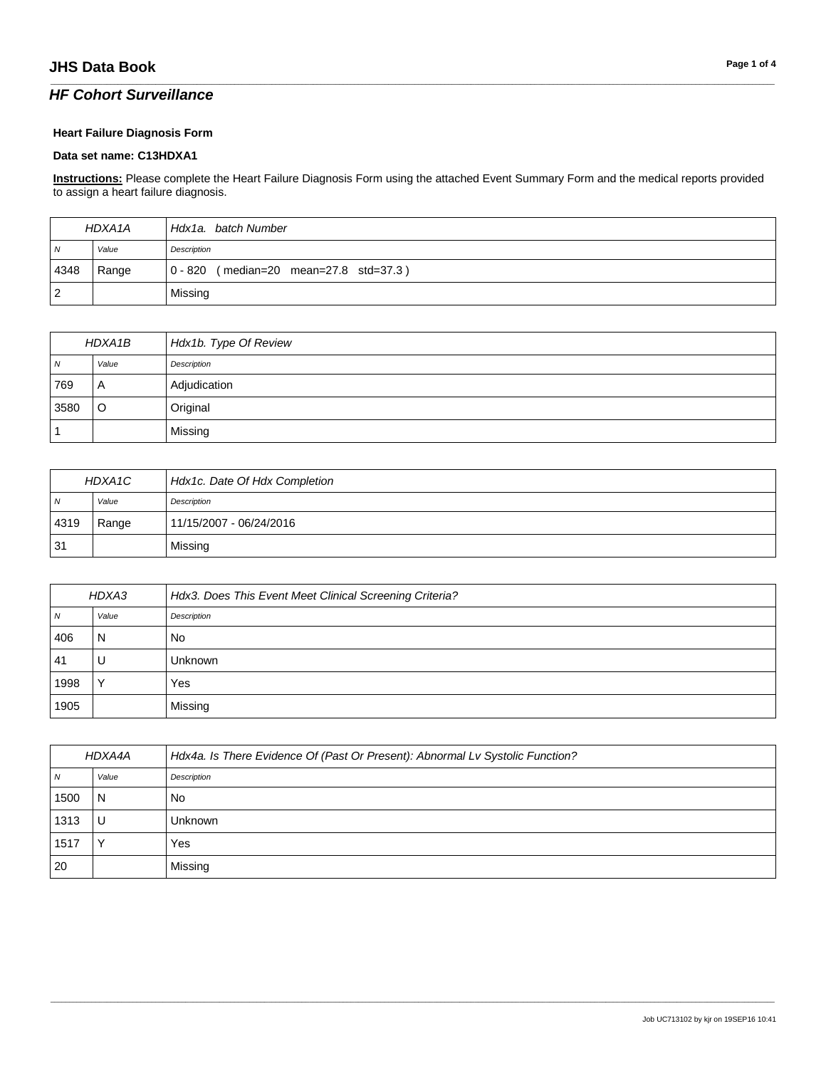## HF Cohort Surveillance

**Heart Failure Diagnosis Form**

**Data set name: C13HDXA1**

**Instructions:** Please complete the Heart Failure Diagnosis Form using the attached Event Summary Form and the medical reports provided to assign a heart failure diagnosis.

| HDXA1A | | Hdx1a. batch Number |
|---|---|---|
| N | Value | Description |
| 4348 | Range | 0 - 820 ( median=20 mean=27.8 std=37.3 ) |
| 2 | | Missing |

| HDXA1B | | Hdx1b. Type Of Review |
|---|---|---|
| N | Value | Description |
| 769 | A | Adjudication |
| 3580 | O | Original |
| 1 | | Missing |

| HDXA1C | | Hdx1c. Date Of Hdx Completion |
|---|---|---|
| N | Value | Description |
| 4319 | Range | 11/15/2007 - 06/24/2016 |
| 31 | | Missing |

| HDXA3 | | Hdx3. Does This Event Meet Clinical Screening Criteria? |
|---|---|---|
| N | Value | Description |
| 406 | N | No |
| 41 | U | Unknown |
| 1998 | Y | Yes |
| 1905 | | Missing |

| HDXA4A | | Hdx4a. Is There Evidence Of (Past Or Present): Abnormal Lv Systolic Function? |
|---|---|---|
| N | Value | Description |
| 1500 | N | No |
| 1313 | U | Unknown |
| 1517 | Y | Yes |
| 20 | | Missing |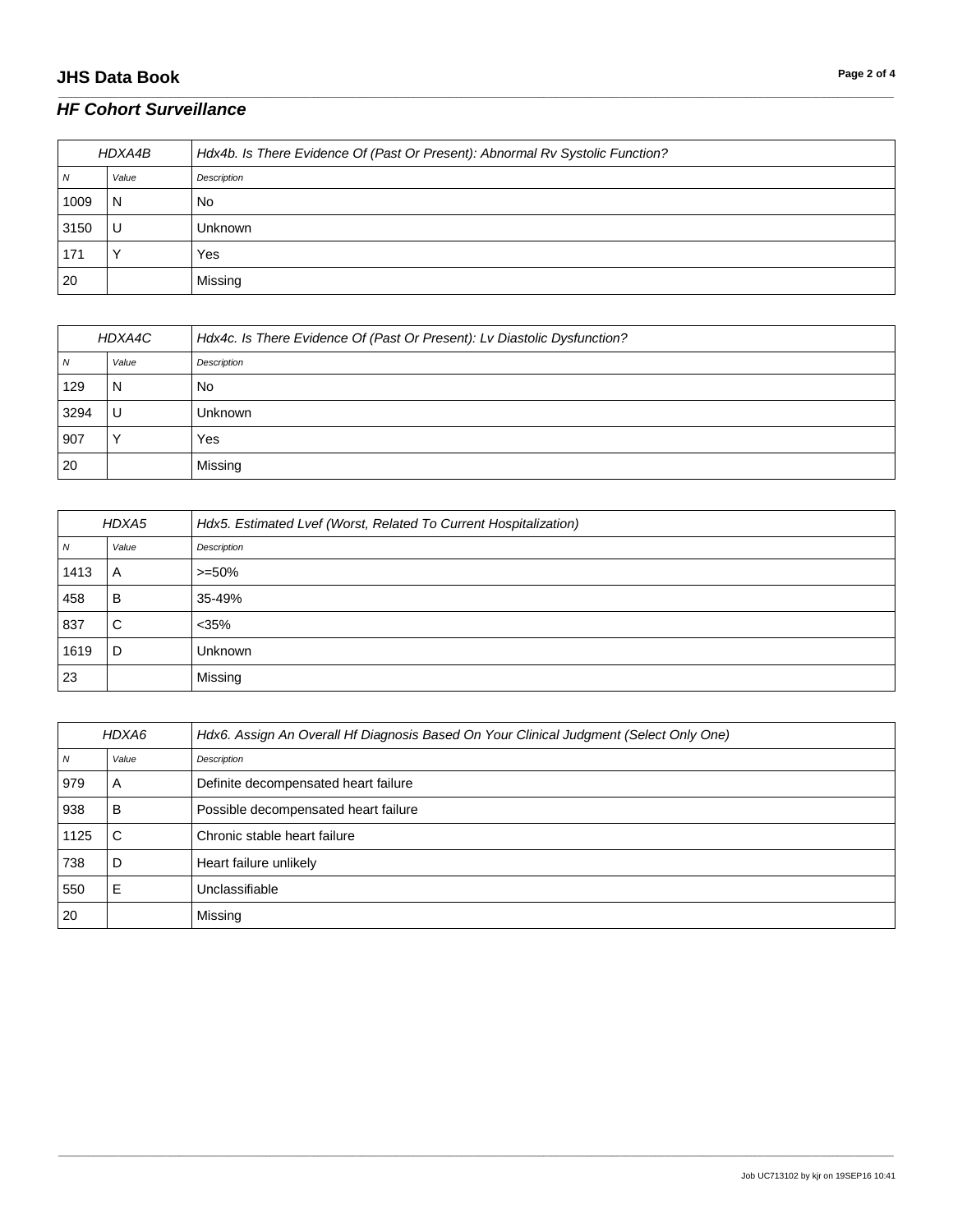## HF Cohort Surveillance

| HDXA4B | | Hdx4b. Is There Evidence Of (Past Or Present): Abnormal Rv Systolic Function? |
|---|---|---|
| N | Value | Description |
| 1009 | N | No |
| 3150 | U | Unknown |
| 171 | Y | Yes |
| 20 | | Missing |

| HDXA4C | | Hdx4c. Is There Evidence Of (Past Or Present): Lv Diastolic Dysfunction? |
|---|---|---|
| N | Value | Description |
| 129 | N | No |
| 3294 | U | Unknown |
| 907 | Y | Yes |
| 20 | | Missing |

| HDXA5 | | Hdx5. Estimated Lvef (Worst, Related To Current Hospitalization) |
|---|---|---|
| N | Value | Description |
| 1413 | A | >=50% |
| 458 | B | 35-49% |
| 837 | C | <35% |
| 1619 | D | Unknown |
| 23 | | Missing |

| HDXA6 | | Hdx6. Assign An Overall Hf Diagnosis Based On Your Clinical Judgment (Select Only One) |
|---|---|---|
| N | Value | Description |
| 979 | A | Definite decompensated heart failure |
| 938 | B | Possible decompensated heart failure |
| 1125 | C | Chronic stable heart failure |
| 738 | D | Heart failure unlikely |
| 550 | E | Unclassifiable |
| 20 | | Missing |

Job UC713102 by kjr on 19SEP16 10:41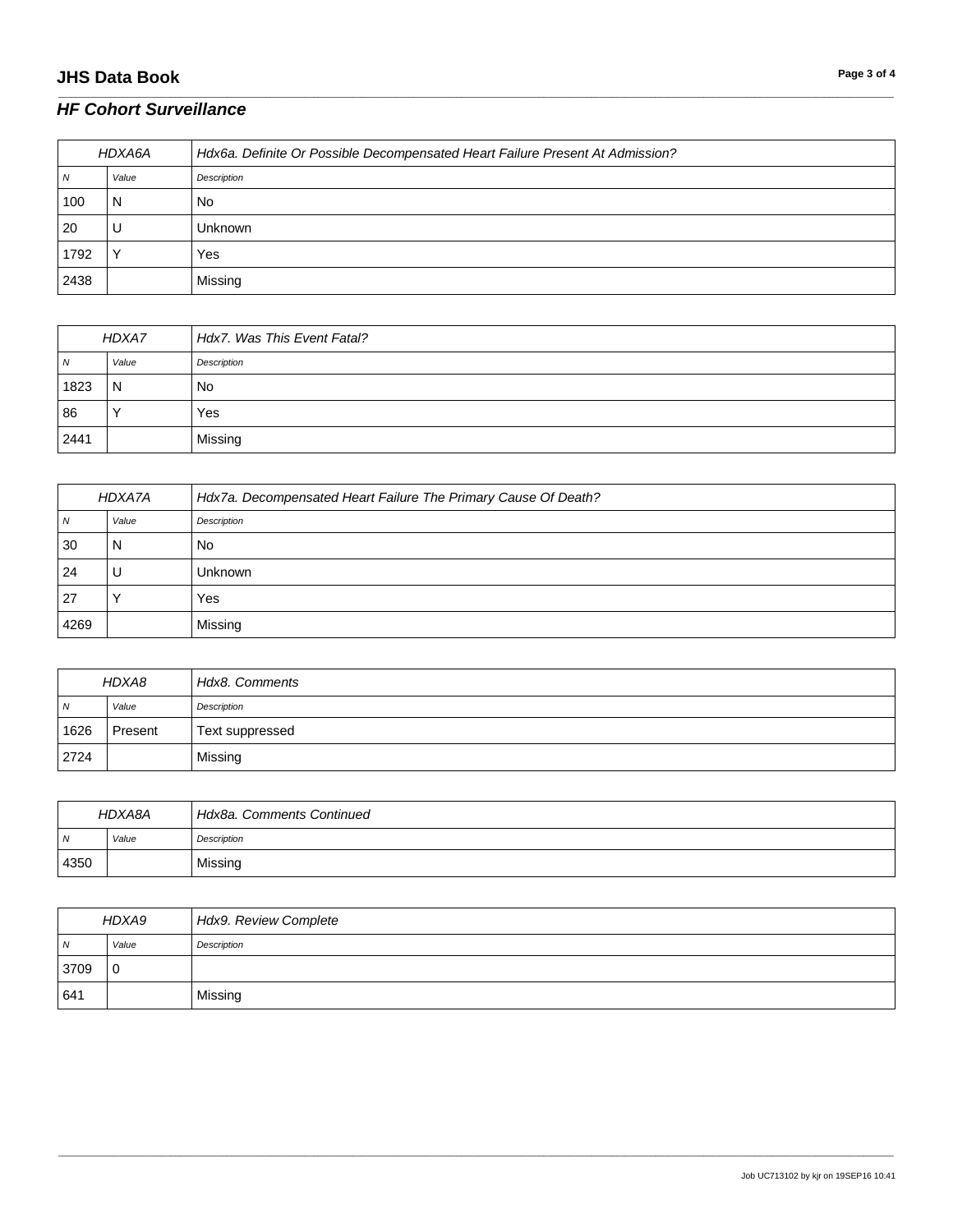## HF Cohort Surveillance

| HDXA6A | | Hdx6a. Definite Or Possible Decompensated Heart Failure Present At Admission? |
|---|---|---|
| *N* | *Value* | *Description* |
| 100 | N | No |
| 20 | U | Unknown |
| 1792 | Y | Yes |
| 2438 | | Missing |

| HDXA7 | | Hdx7. Was This Event Fatal? |
|---|---|---|
| *N* | *Value* | *Description* |
| 1823 | N | No |
| 86 | Y | Yes |
| 2441 | | Missing |

| HDXA7A | | Hdx7a. Decompensated Heart Failure The Primary Cause Of Death? |
|---|---|---|
| *N* | *Value* | *Description* |
| 30 | N | No |
| 24 | U | Unknown |
| 27 | Y | Yes |
| 4269 | | Missing |

| HDXA8 | | Hdx8. Comments |
|---|---|---|
| *N* | *Value* | *Description* |
| 1626 | Present | Text suppressed |
| 2724 | | Missing |

| HDXA8A | | Hdx8a. Comments Continued |
|---|---|---|
| *N* | *Value* | *Description* |
| 4350 | | Missing |

| HDXA9 | | Hdx9. Review Complete |
|---|---|---|
| *N* | *Value* | *Description* |
| 3709 | 0 | |
| 641 | | Missing |

Job UC713102 by kjr on 19SEP16 10:41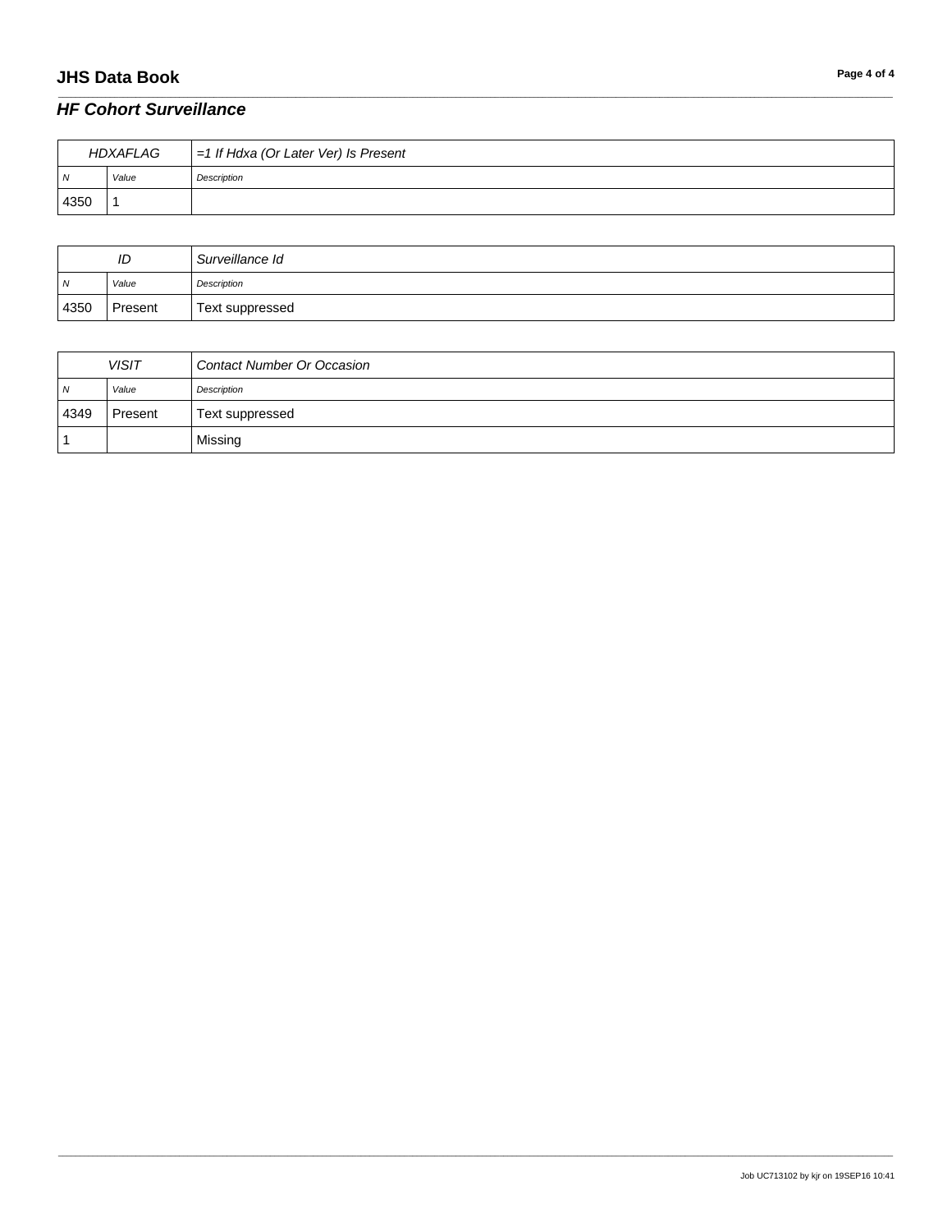## HF Cohort Surveillance

| HDXAFLAG | | =1 If Hdxa (Or Later Ver) Is Present |
|---|---|---|
| N | Value | Description |
| 4350 | 1 | |

| ID | | Surveillance Id |
|---|---|---|
| N | Value | Description |
| 4350 | Present | Text suppressed |

| VISIT | | Contact Number Or Occasion |
|---|---|---|
| N | Value | Description |
| 4349 | Present | Text suppressed |
| 1 | | Missing |